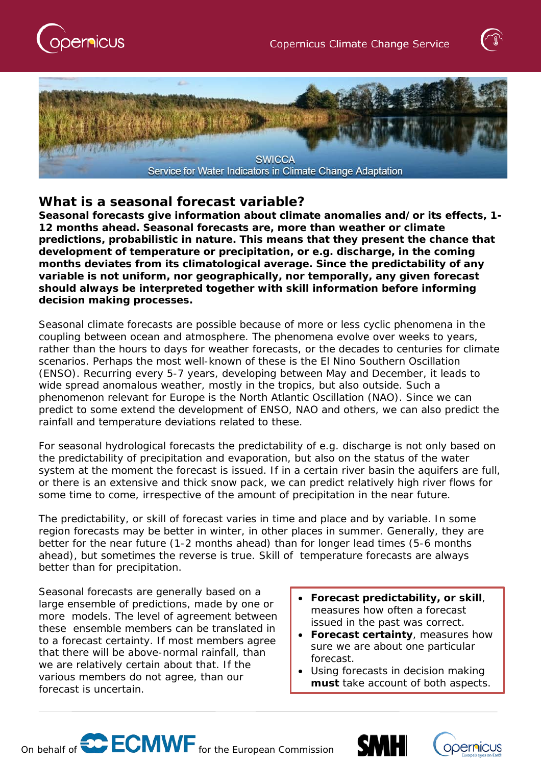SWICCA

Service for Water Indicators in Climate Change Adaptation

## What is a seasonal forecast variable?

**Seasonal forecasts give information about climate anomalies and/or its effects, 1-12 months ahead. Seasonal forecasts are, more than weather or climate predictions, probabilistic in nature. This means that they present the chance that development of temperature or precipitation, or e.g. discharge, in the coming months deviates from its climatological average. Since the predictability of any variable is not uniform, nor geographically, nor temporally, any given forecast should always be interpreted together with skill information before informing decision making processes.**

Seasonal climate forecasts are possible because of more or less cyclic phenomena in the coupling between ocean and atmosphere. The phenomena evolve over weeks to years, rather than the hours to days for weather forecasts, or the decades to centuries for climate scenarios. Perhaps the most well-known of these is the El Nino Southern Oscillation (ENSO). Recurring every 5-7 years, developing between May and December, it leads to wide spread anomalous weather, mostly in the tropics, but also outside. Such a phenomenon relevant for Europe is the North Atlantic Oscillation (NAO). Since we can predict to some extend the development of ENSO, NAO and others, we can also predict the rainfall and temperature deviations related to these.

For seasonal hydrological forecasts the predictability of e.g. discharge is not only based on the predictability of precipitation and evaporation, but also on the status of the water system at the moment the forecast is issued. If in a certain river basin the aquifers are full, or there is an extensive and thick snow pack, we can predict relatively high river flows for some time to come, irrespective of the amount of precipitation in the near future.

The predictability, or skill of forecast varies in time and place and by variable. In some region forecasts may be better in winter, in other places in summer. Generally, they are better for the near future (1-2 months ahead) than for longer lead times (5-6 months ahead), but sometimes the reverse is true. Skill of temperature forecasts are always better than for precipitation.

Seasonal forecasts are generally based on a large ensemble of predictions, made by one or more models. The level of agreement between these ensemble members can be translated in to a forecast certainty. If most members agree that there will be above-normal rainfall, than we are relatively certain about that. If the various members do not agree, than our forecast is uncertain.

- **Forecast predictability, or skill**, measures how often a forecast issued in the past was correct.
- **Forecast certainty**, measures how sure we are about one particular forecast.
- Using forecasts in decision making **must** take account of both aspects.

On behalf of ECMWF for the European Commission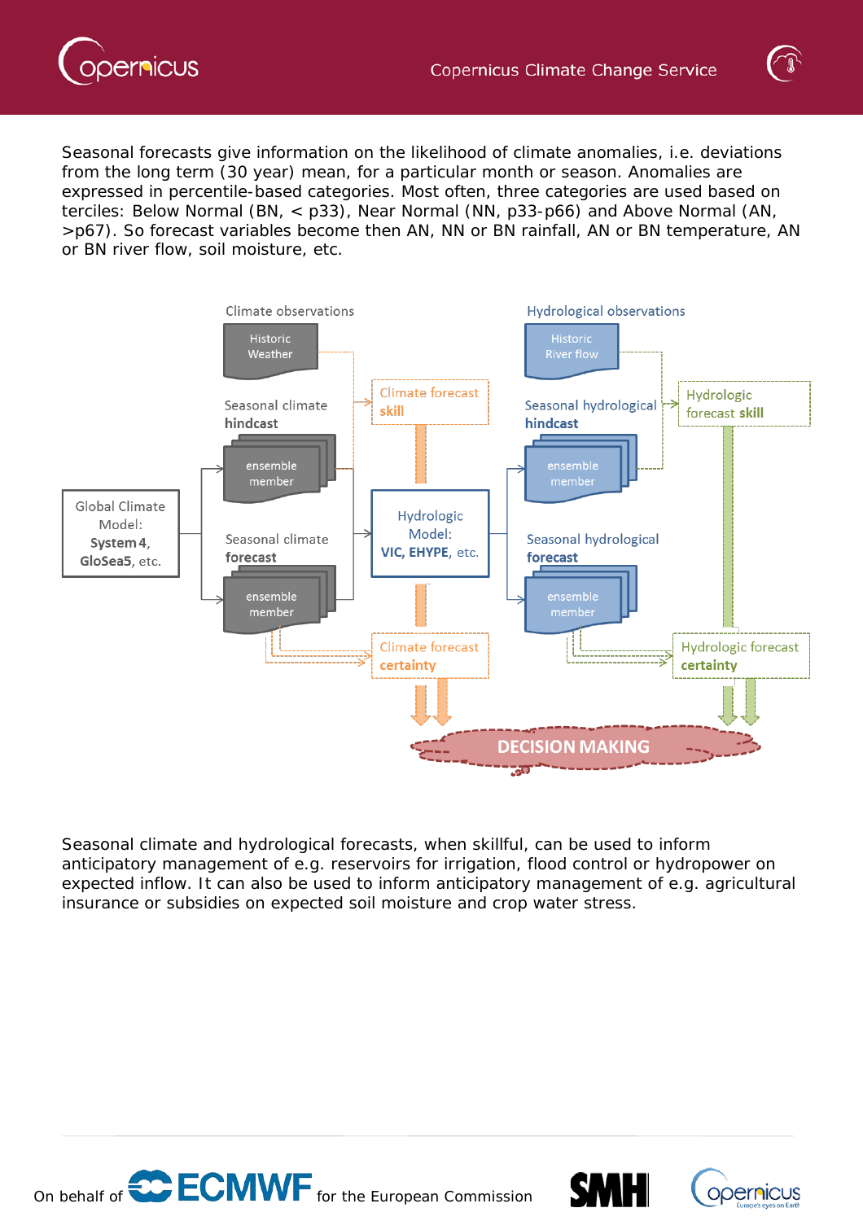Seasonal forecasts give information on the likelihood of climate anomalies, i.e. deviations from the long term (30 year) mean, for a particular month or season. Anomalies are expressed in percentile-based categories. Most often, three categories are used based on terciles: Below Normal (BN, < p33), Near Normal (NN, p33-p66) and Above Normal (AN, >p67). So forecast variables become then AN, NN or BN rainfall, AN or BN temperature, AN or BN river flow, soil moisture, etc.

Climate observations

Historic Weather

Seasonal climate **hindcast**

ensemble member

Global Climate Model: **System4**, **GloSea5**, etc.

Seasonal climate **forecast**

ensemble member

Climate forecast **skill**

Hydrologic Model: **VIC, EHYPE**, etc.

Climate forecast **certainty**

Hydrological observations

Historic River flow

Seasonal hydrological **hindcast**

ensemble member

Hydrologic forecast **skill**

Seasonal hydrological **forecast**

ensemble member

Hydrologic forecast **certainty**

DECISION MAKING

Seasonal climate and hydrological forecasts, when skillful, can be used to inform anticipatory management of e.g. reservoirs for irrigation, flood control or hydropower on expected inflow. It can also be used to inform anticipatory management of e.g. agricultural insurance or subsidies on expected soil moisture and crop water stress.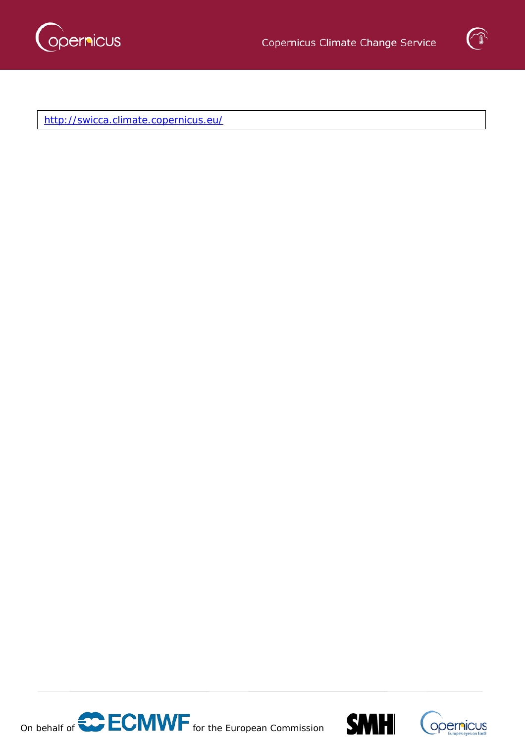http://swicca.climate.copernicus.eu/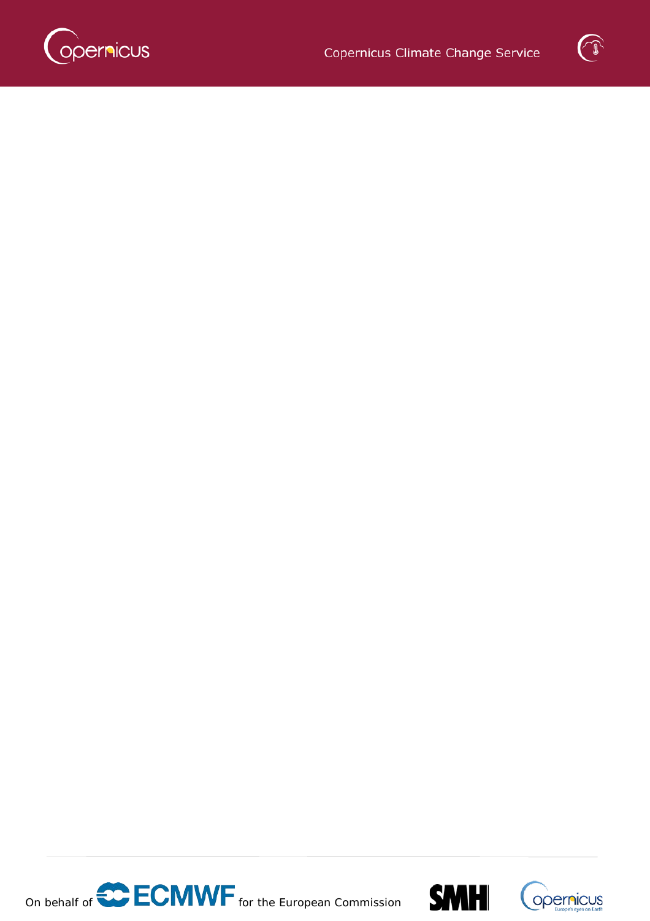Copernicus Climate Change Service

On behalf of ECMWF for the European Commission